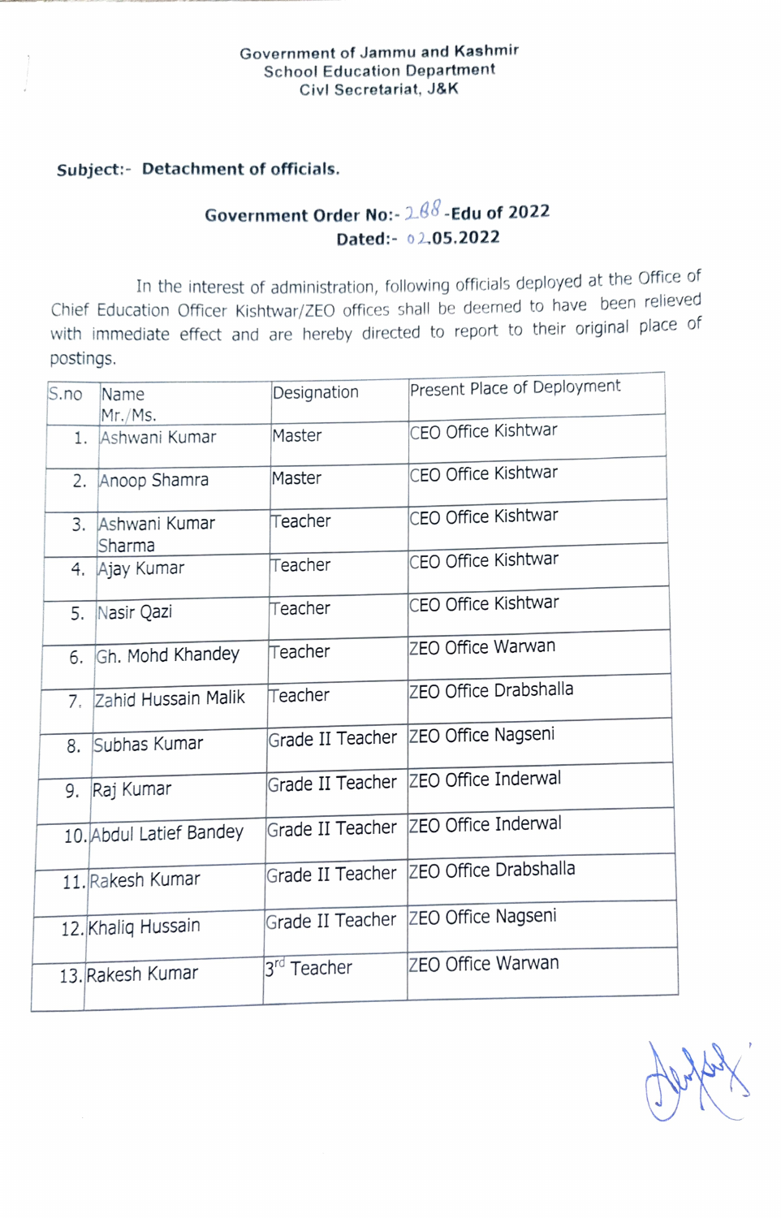Government of Jammu and Kashmir
School Education Department
Civl Secretariat, J&K

**Subject:- Detachment of officials.**

**Government Order No:- 288-Edu of 2022**
**Dated:- 02.05.2022**

In the interest of administration, following officials deployed at the Office of Chief Education Officer Kishtwar/ZEO offices shall be deemed to have been relieved with immediate effect and are hereby directed to report to their original place of postings.

| S.no | Name Mr./Ms. | Designation | Present Place of Deployment |
|---|---|---|---|
| 1. | Ashwani Kumar | Master | CEO Office Kishtwar |
| 2. | Anoop Shamra | Master | CEO Office Kishtwar |
| 3. | Ashwani Kumar Sharma | Teacher | CEO Office Kishtwar |
| 4. | Ajay Kumar | Teacher | CEO Office Kishtwar |
| 5. | Nasir Qazi | Teacher | CEO Office Kishtwar |
| 6. | Gh. Mohd Khandey | Teacher | ZEO Office Warwan |
| 7. | Zahid Hussain Malik | Teacher | ZEO Office Drabshalla |
| 8. | Subhas Kumar | Grade II Teacher | ZEO Office Nagseni |
| 9. | Raj Kumar | Grade II Teacher | ZEO Office Inderwal |
| 10. | Abdul Latief Bandey | Grade II Teacher | ZEO Office Inderwal |
| 11. | Rakesh Kumar | Grade II Teacher | ZEO Office Drabshalla |
| 12. | Khaliq Hussain | Grade II Teacher | ZEO Office Nagseni |
| 13. | Rakesh Kumar | 3rd Teacher | ZEO Office Warwan |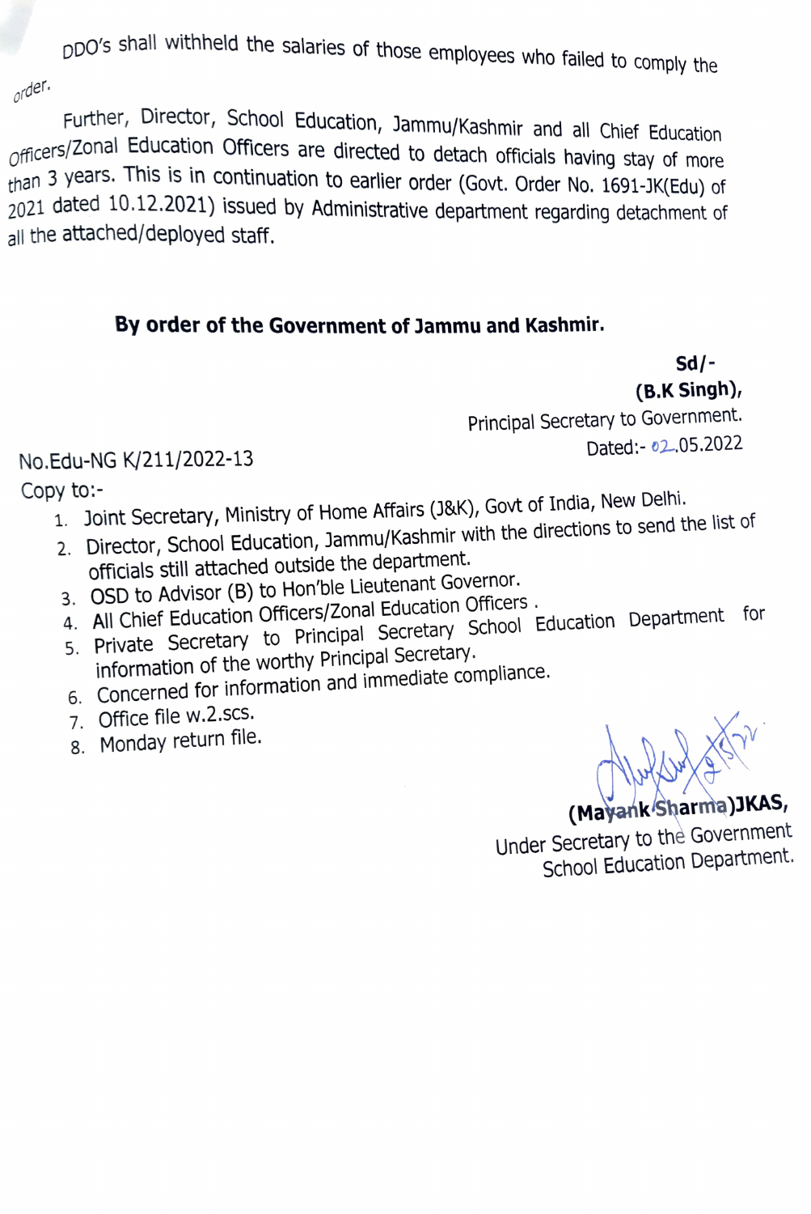DDO's shall withheld the salaries of those employees who failed to comply the order.

Further, Director, School Education, Jammu/Kashmir and all Chief Education Officers/Zonal Education Officers are directed to detach officials having stay of more than 3 years. This is in continuation to earlier order (Govt. Order No. 1691-JK(Edu) of 2021 dated 10.12.2021) issued by Administrative department regarding detachment of all the attached/deployed staff.

**By order of the Government of Jammu and Kashmir.**

**Sd/-**
**(B.K Singh),**
Principal Secretary to Government.

No.Edu-NG K/211/2022-13

Dated:- 02.05.2022

Copy to:-

1. Joint Secretary, Ministry of Home Affairs (J&K), Govt of India, New Delhi.
2. Director, School Education, Jammu/Kashmir with the directions to send the list of officials still attached outside the department.
3. OSD to Advisor (B) to Hon'ble Lieutenant Governor.
4. All Chief Education Officers/Zonal Education Officers .
5. Private Secretary to Principal Secretary School Education Department for information of the worthy Principal Secretary.
6. Concerned for information and immediate compliance.
7. Office file w.2.scs.
8. Monday return file.

**(Mayank Sharma)JKAS,**
Under Secretary to the Government
School Education Department.